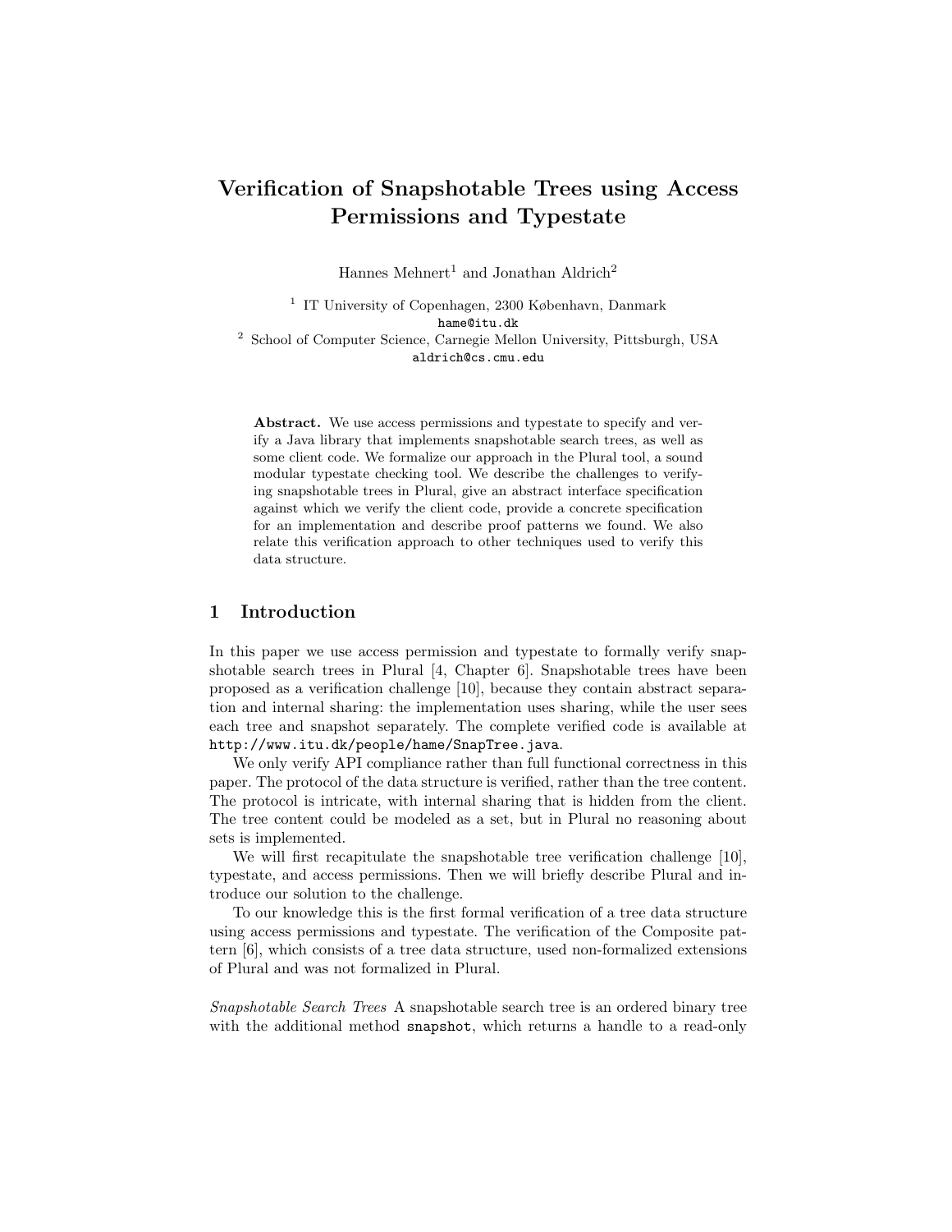# Verification of Snapshotable Trees using Access Permissions and Typestate

Hannes Mehnert[1] and Jonathan Aldrich[2]

[1] IT University of Copenhagen, 2300 København, Danmark
hame@itu.dk

[2] School of Computer Science, Carnegie Mellon University, Pittsburgh, USA
aldrich@cs.cmu.edu

**Abstract.** We use access permissions and typestate to specify and verify a Java library that implements snapshotable search trees, as well as some client code. We formalize our approach in the Plural tool, a sound modular typestate checking tool. We describe the challenges to verifying snapshotable trees in Plural, give an abstract interface specification against which we verify the client code, provide a concrete specification for an implementation and describe proof patterns we found. We also relate this verification approach to other techniques used to verify this data structure.

## 1 Introduction

In this paper we use access permission and typestate to formally verify snapshotable search trees in Plural [4, Chapter 6]. Snapshotable trees have been proposed as a verification challenge [10], because they contain abstract separation and internal sharing: the implementation uses sharing, while the user sees each tree and snapshot separately. The complete verified code is available at `http://www.itu.dk/people/hame/SnapTree.java`.

We only verify API compliance rather than full functional correctness in this paper. The protocol of the data structure is verified, rather than the tree content. The protocol is intricate, with internal sharing that is hidden from the client. The tree content could be modeled as a set, but in Plural no reasoning about sets is implemented.

We will first recapitulate the snapshotable tree verification challenge [10], typestate, and access permissions. Then we will briefly describe Plural and introduce our solution to the challenge.

To our knowledge this is the first formal verification of a tree data structure using access permissions and typestate. The verification of the Composite pattern [6], which consists of a tree data structure, used non-formalized extensions of Plural and was not formalized in Plural.

*Snapshotable Search Trees* A snapshotable search tree is an ordered binary tree with the additional method `snapshot`, which returns a handle to a read-only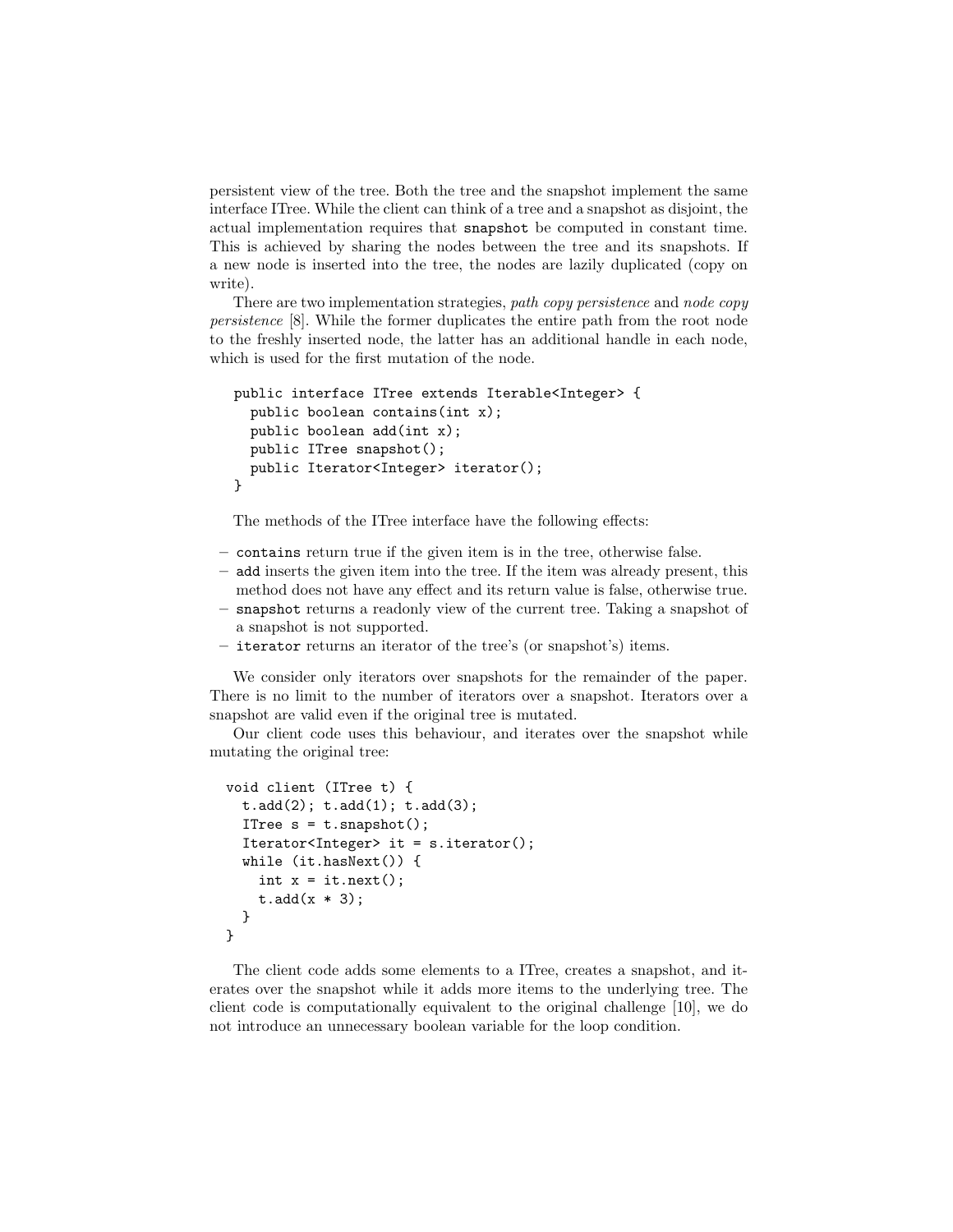persistent view of the tree. Both the tree and the snapshot implement the same interface ITree. While the client can think of a tree and a snapshot as disjoint, the actual implementation requires that `snapshot` be computed in constant time. This is achieved by sharing the nodes between the tree and its snapshots. If a new node is inserted into the tree, the nodes are lazily duplicated (copy on write).

There are two implementation strategies, *path copy persistence* and *node copy persistence* [8]. While the former duplicates the entire path from the root node to the freshly inserted node, the latter has an additional handle in each node, which is used for the first mutation of the node.

```
public interface ITree extends Iterable<Integer> {
  public boolean contains(int x);
  public boolean add(int x);
  public ITree snapshot();
  public Iterator<Integer> iterator();
}
```

The methods of the ITree interface have the following effects:

- `contains` return true if the given item is in the tree, otherwise false.
- `add` inserts the given item into the tree. If the item was already present, this method does not have any effect and its return value is false, otherwise true.
- `snapshot` returns a readonly view of the current tree. Taking a snapshot of a snapshot is not supported.
- `iterator` returns an iterator of the tree's (or snapshot's) items.

We consider only iterators over snapshots for the remainder of the paper. There is no limit to the number of iterators over a snapshot. Iterators over a snapshot are valid even if the original tree is mutated.

Our client code uses this behaviour, and iterates over the snapshot while mutating the original tree:

```
void client (ITree t) {
  t.add(2); t.add(1); t.add(3);
  ITree s = t.snapshot();
  Iterator<Integer> it = s.iterator();
  while (it.hasNext()) {
    int x = it.next();
    t.add(x * 3);
  }
}
```

The client code adds some elements to a ITree, creates a snapshot, and iterates over the snapshot while it adds more items to the underlying tree. The client code is computationally equivalent to the original challenge [10], we do not introduce an unnecessary boolean variable for the loop condition.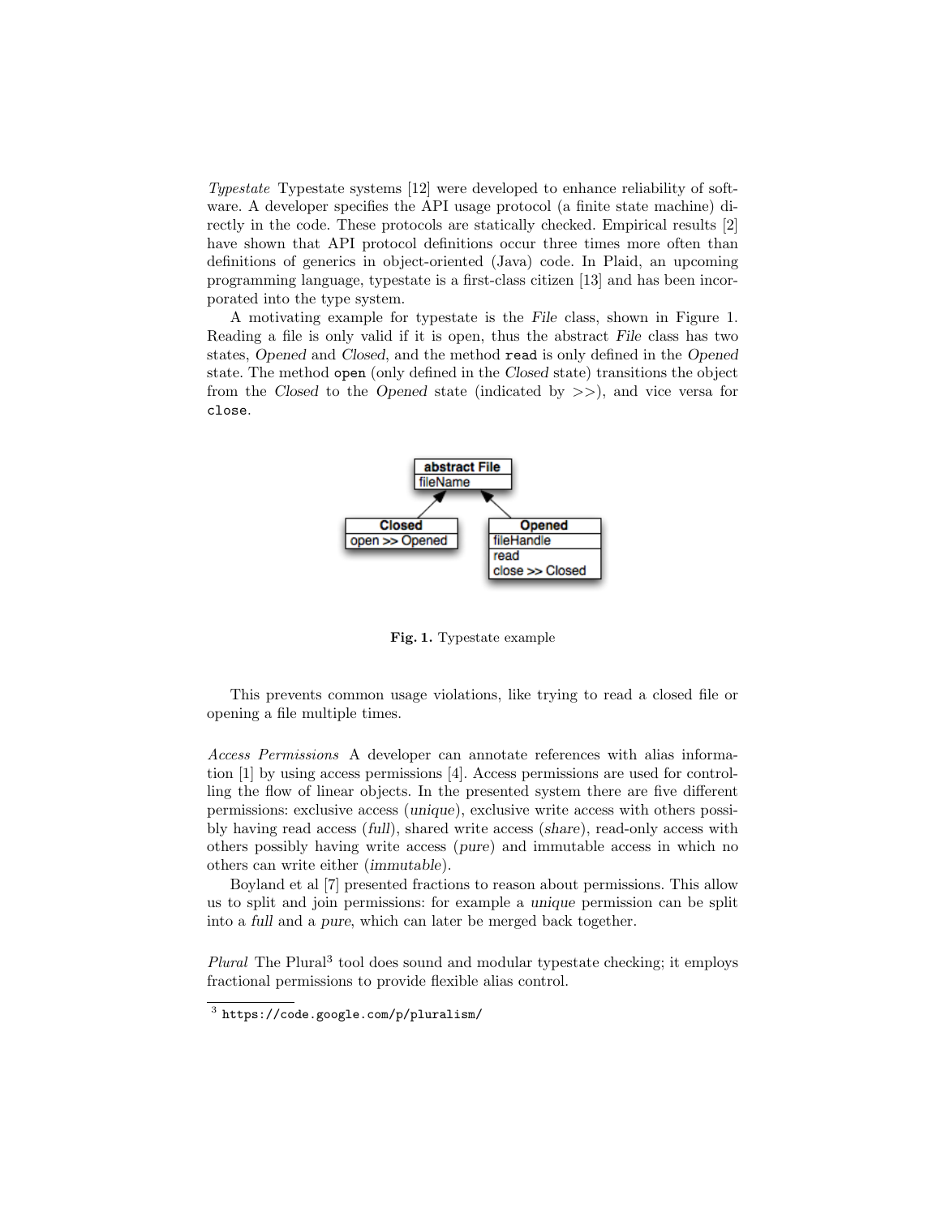*Typestate* Typestate systems [12] were developed to enhance reliability of software. A developer specifies the API usage protocol (a finite state machine) directly in the code. These protocols are statically checked. Empirical results [2] have shown that API protocol definitions occur three times more often than definitions of generics in object-oriented (Java) code. In Plaid, an upcoming programming language, typestate is a first-class citizen [13] and has been incorporated into the type system.

A motivating example for typestate is the *File* class, shown in Figure 1. Reading a file is only valid if it is open, thus the abstract *File* class has two states, *Opened* and *Closed*, and the method `read` is only defined in the *Opened* state. The method `open` (only defined in the *Closed* state) transitions the object from the *Closed* to the *Opened* state (indicated by >>), and vice versa for `close`.

**Fig. 1.** Typestate example

This prevents common usage violations, like trying to read a closed file or opening a file multiple times.

*Access Permissions* A developer can annotate references with alias information [1] by using access permissions [4]. Access permissions are used for controlling the flow of linear objects. In the presented system there are five different permissions: exclusive access (*unique*), exclusive write access with others possibly having read access (*full*), shared write access (*share*), read-only access with others possibly having write access (*pure*) and immutable access in which no others can write either (*immutable*).

Boyland et al [7] presented fractions to reason about permissions. This allow us to split and join permissions: for example a *unique* permission can be split into a *full* and a *pure*, which can later be merged back together.

*Plural* The Plural[3] tool does sound and modular typestate checking; it employs fractional permissions to provide flexible alias control.

[3] https://code.google.com/p/pluralism/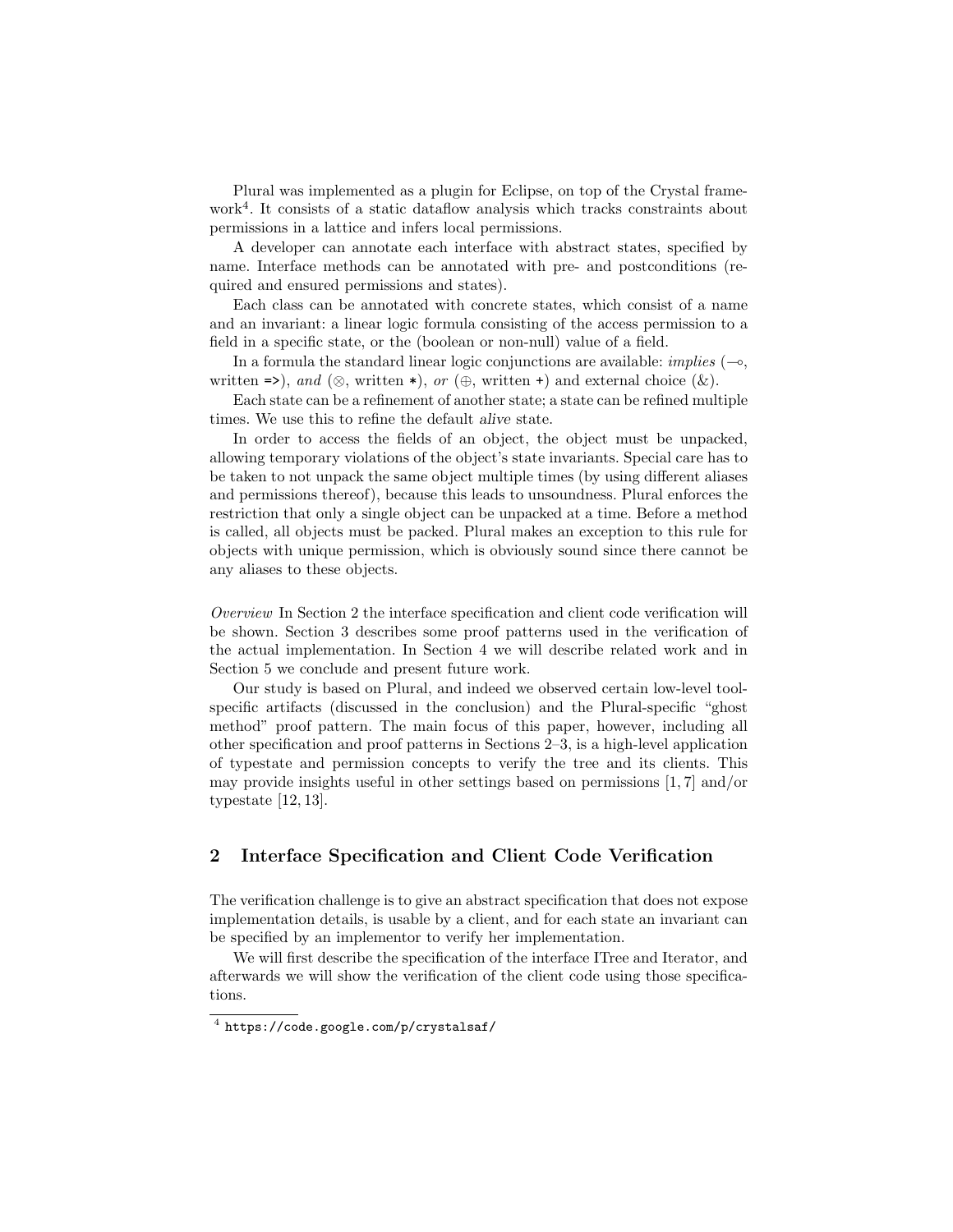Plural was implemented as a plugin for Eclipse, on top of the Crystal framework[4]. It consists of a static dataflow analysis which tracks constraints about permissions in a lattice and infers local permissions.

A developer can annotate each interface with abstract states, specified by name. Interface methods can be annotated with pre- and postconditions (required and ensured permissions and states).

Each class can be annotated with concrete states, which consist of a name and an invariant: a linear logic formula consisting of the access permission to a field in a specific state, or the (boolean or non-null) value of a field.

In a formula the standard linear logic conjunctions are available: *implies* ($\multimap$, written `=>`), *and* ($\otimes$, written `*`), *or* ($\oplus$, written `+`) and external choice ($\&$).

Each state can be a refinement of another state; a state can be refined multiple times. We use this to refine the default *alive* state.

In order to access the fields of an object, the object must be unpacked, allowing temporary violations of the object's state invariants. Special care has to be taken to not unpack the same object multiple times (by using different aliases and permissions thereof), because this leads to unsoundness. Plural enforces the restriction that only a single object can be unpacked at a time. Before a method is called, all objects must be packed. Plural makes an exception to this rule for objects with unique permission, which is obviously sound since there cannot be any aliases to these objects.

*Overview* In Section 2 the interface specification and client code verification will be shown. Section 3 describes some proof patterns used in the verification of the actual implementation. In Section 4 we will describe related work and in Section 5 we conclude and present future work.

Our study is based on Plural, and indeed we observed certain low-level tool-specific artifacts (discussed in the conclusion) and the Plural-specific "ghost method" proof pattern. The main focus of this paper, however, including all other specification and proof patterns in Sections 2–3, is a high-level application of typestate and permission concepts to verify the tree and its clients. This may provide insights useful in other settings based on permissions [1, 7] and/or typestate [12, 13].

## 2 Interface Specification and Client Code Verification

The verification challenge is to give an abstract specification that does not expose implementation details, is usable by a client, and for each state an invariant can be specified by an implementor to verify her implementation.

We will first describe the specification of the interface ITree and Iterator, and afterwards we will show the verification of the client code using those specifications.

[4] `https://code.google.com/p/crystalsaf/`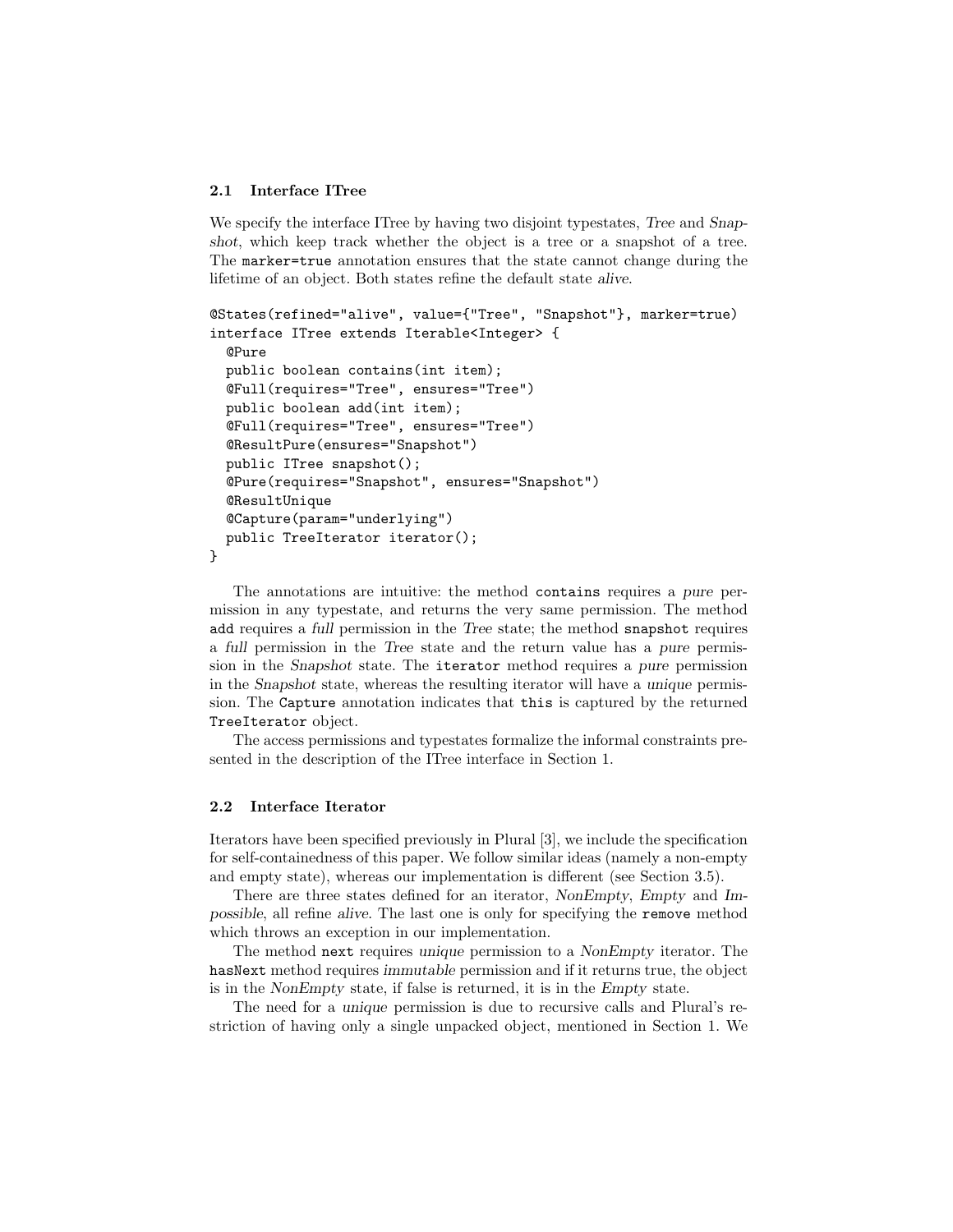### 2.1 Interface ITree

We specify the interface ITree by having two disjoint typestates, *Tree* and *Snapshot*, which keep track whether the object is a tree or a snapshot of a tree. The `marker=true` annotation ensures that the state cannot change during the lifetime of an object. Both states refine the default state *alive*.

```
@States(refined="alive", value={"Tree", "Snapshot"}, marker=true)
interface ITree extends Iterable<Integer> {
  @Pure
  public boolean contains(int item);
  @Full(requires="Tree", ensures="Tree")
  public boolean add(int item);
  @Full(requires="Tree", ensures="Tree")
  @ResultPure(ensures="Snapshot")
  public ITree snapshot();
  @Pure(requires="Snapshot", ensures="Snapshot")
  @ResultUnique
  @Capture(param="underlying")
  public TreeIterator iterator();
}
```

The annotations are intuitive: the method `contains` requires a *pure* permission in any typestate, and returns the very same permission. The method `add` requires a *full* permission in the *Tree* state; the method `snapshot` requires a *full* permission in the *Tree* state and the return value has a *pure* permission in the *Snapshot* state. The `iterator` method requires a *pure* permission in the *Snapshot* state, whereas the resulting iterator will have a *unique* permission. The `Capture` annotation indicates that `this` is captured by the returned `TreeIterator` object.

The access permissions and typestates formalize the informal constraints presented in the description of the ITree interface in Section 1.

### 2.2 Interface Iterator

Iterators have been specified previously in Plural [3], we include the specification for self-containedness of this paper. We follow similar ideas (namely a non-empty and empty state), whereas our implementation is different (see Section 3.5).

There are three states defined for an iterator, *NonEmpty*, *Empty* and *Impossible*, all refine *alive*. The last one is only for specifying the `remove` method which throws an exception in our implementation.

The method `next` requires *unique* permission to a *NonEmpty* iterator. The `hasNext` method requires *immutable* permission and if it returns true, the object is in the *NonEmpty* state, if false is returned, it is in the *Empty* state.

The need for a *unique* permission is due to recursive calls and Plural's restriction of having only a single unpacked object, mentioned in Section 1. We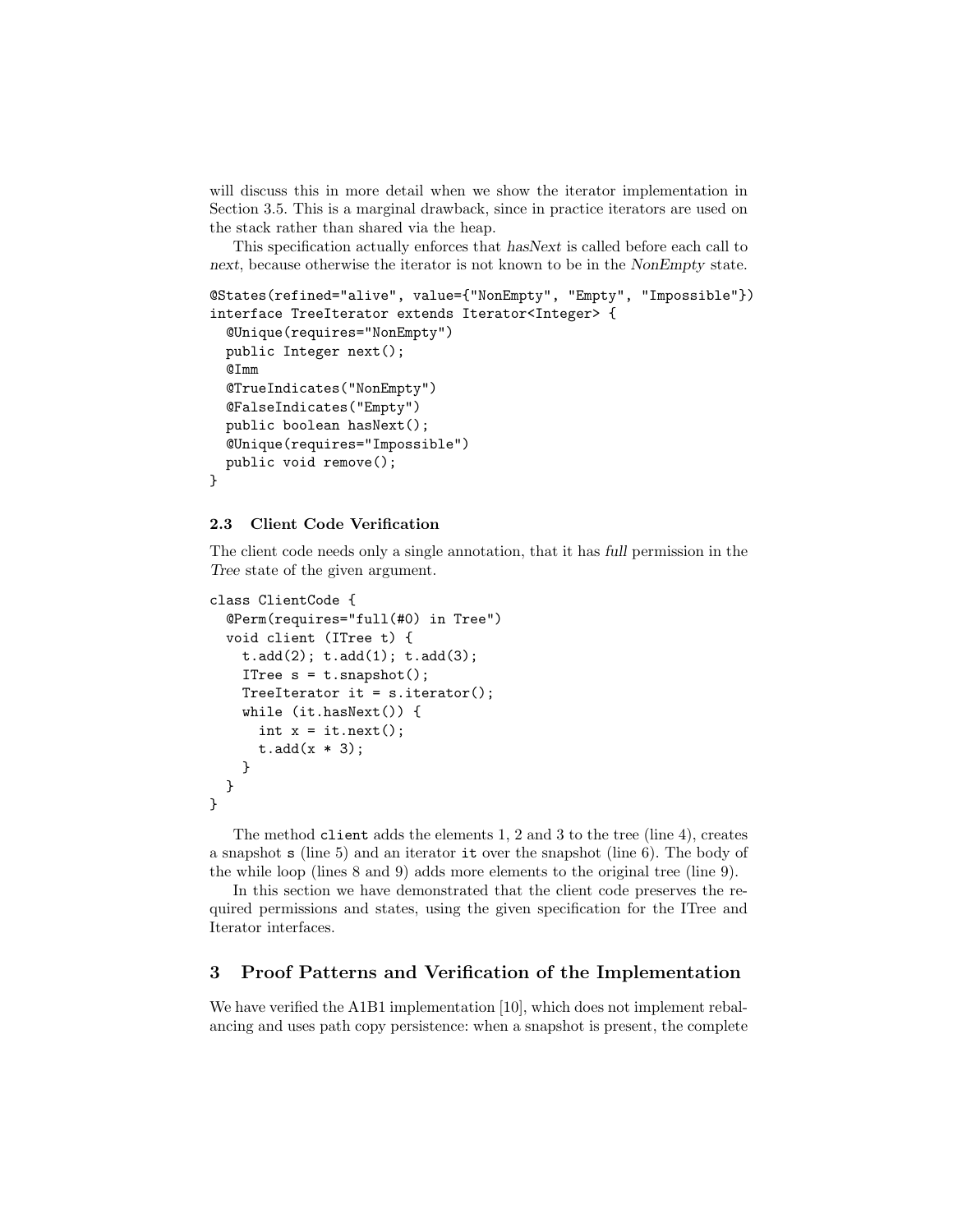will discuss this in more detail when we show the iterator implementation in Section 3.5. This is a marginal drawback, since in practice iterators are used on the stack rather than shared via the heap.

This specification actually enforces that *hasNext* is called before each call to *next*, because otherwise the iterator is not known to be in the *NonEmpty* state.

```
@States(refined="alive", value={"NonEmpty", "Empty", "Impossible"})
interface TreeIterator extends Iterator<Integer> {
  @Unique(requires="NonEmpty")
  public Integer next();
  @Imm
  @TrueIndicates("NonEmpty")
  @FalseIndicates("Empty")
  public boolean hasNext();
  @Unique(requires="Impossible")
  public void remove();
}
```

### 2.3 Client Code Verification

The client code needs only a single annotation, that it has *full* permission in the *Tree* state of the given argument.

```
class ClientCode {
  @Perm(requires="full(#0) in Tree")
  void client (ITree t) {
    t.add(2); t.add(1); t.add(3);
    ITree s = t.snapshot();
    TreeIterator it = s.iterator();
    while (it.hasNext()) {
      int x = it.next();
      t.add(x * 3);
    }
  }
}
```

The method `client` adds the elements 1, 2 and 3 to the tree (line 4), creates a snapshot `s` (line 5) and an iterator `it` over the snapshot (line 6). The body of the while loop (lines 8 and 9) adds more elements to the original tree (line 9).

In this section we have demonstrated that the client code preserves the required permissions and states, using the given specification for the ITree and Iterator interfaces.

## 3 Proof Patterns and Verification of the Implementation

We have verified the A1B1 implementation [10], which does not implement rebalancing and uses path copy persistence: when a snapshot is present, the complete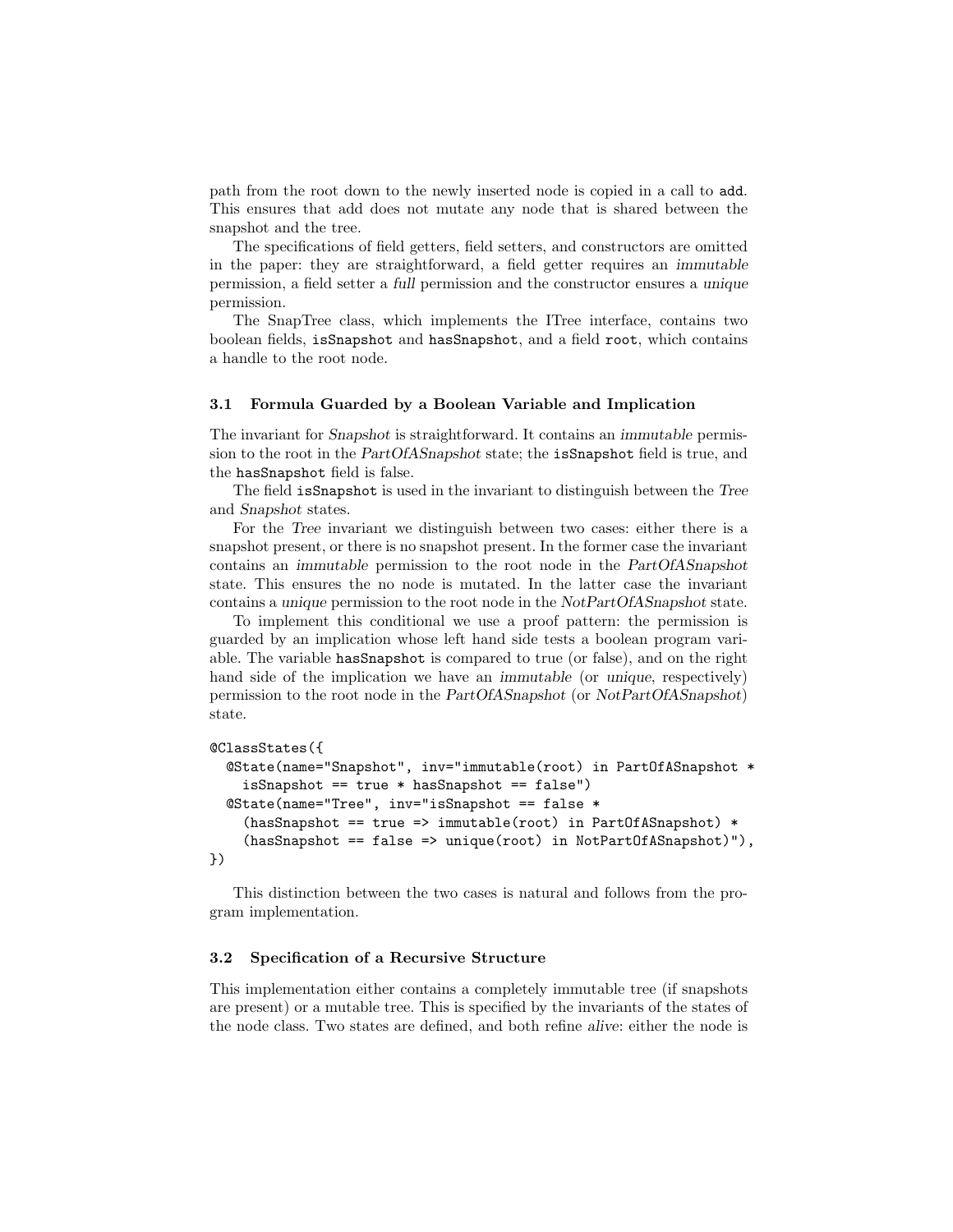path from the root down to the newly inserted node is copied in a call to `add`. This ensures that add does not mutate any node that is shared between the snapshot and the tree.

The specifications of field getters, field setters, and constructors are omitted in the paper: they are straightforward, a field getter requires an *immutable* permission, a field setter a *full* permission and the constructor ensures a *unique* permission.

The SnapTree class, which implements the ITree interface, contains two boolean fields, `isSnapshot` and `hasSnapshot`, and a field `root`, which contains a handle to the root node.

### 3.1 Formula Guarded by a Boolean Variable and Implication

The invariant for *Snapshot* is straightforward. It contains an *immutable* permission to the root in the *PartOfASnapshot* state; the `isSnapshot` field is true, and the `hasSnapshot` field is false.

The field `isSnapshot` is used in the invariant to distinguish between the *Tree* and *Snapshot* states.

For the *Tree* invariant we distinguish between two cases: either there is a snapshot present, or there is no snapshot present. In the former case the invariant contains an *immutable* permission to the root node in the *PartOfASnapshot* state. This ensures the no node is mutated. In the latter case the invariant contains a *unique* permission to the root node in the *NotPartOfASnapshot* state.

To implement this conditional we use a proof pattern: the permission is guarded by an implication whose left hand side tests a boolean program variable. The variable `hasSnapshot` is compared to true (or false), and on the right hand side of the implication we have an *immutable* (or *unique*, respectively) permission to the root node in the *PartOfASnapshot* (or *NotPartOfASnapshot*) state.

```
@ClassStates({
  @State(name="Snapshot", inv="immutable(root) in PartOfASnapshot *
    isSnapshot == true * hasSnapshot == false")
  @State(name="Tree", inv="isSnapshot == false *
    (hasSnapshot == true => immutable(root) in PartOfASnapshot) *
    (hasSnapshot == false => unique(root) in NotPartOfASnapshot)"),
})
```

This distinction between the two cases is natural and follows from the program implementation.

### 3.2 Specification of a Recursive Structure

This implementation either contains a completely immutable tree (if snapshots are present) or a mutable tree. This is specified by the invariants of the states of the node class. Two states are defined, and both refine *alive*: either the node is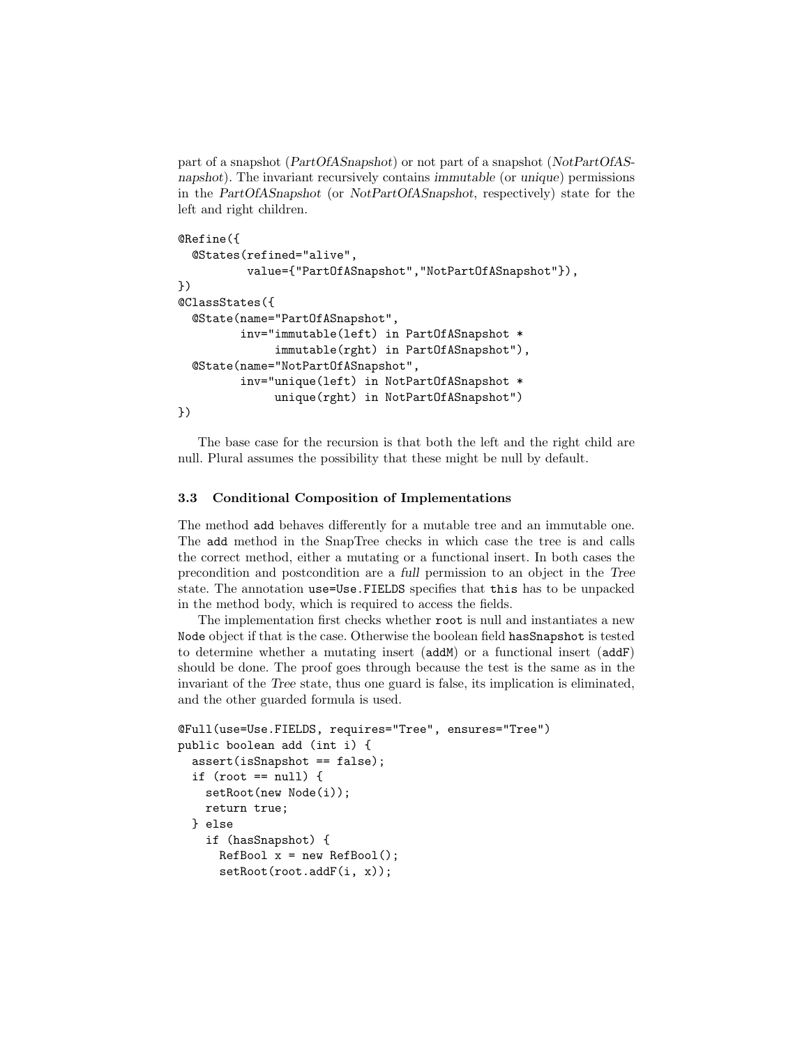part of a snapshot (*PartOfASnapshot*) or not part of a snapshot (*NotPartOfASnapshot*). The invariant recursively contains *immutable* (or *unique*) permissions in the *PartOfASnapshot* (or *NotPartOfASnapshot*, respectively) state for the left and right children.

```
@Refine({
  @States(refined="alive",
          value={"PartOfASnapshot","NotPartOfASnapshot"}),
})
@ClassStates({
  @State(name="PartOfASnapshot",
         inv="immutable(left) in PartOfASnapshot *
              immutable(rght) in PartOfASnapshot"),
  @State(name="NotPartOfASnapshot",
         inv="unique(left) in NotPartOfASnapshot *
              unique(rght) in NotPartOfASnapshot")
})
```

The base case for the recursion is that both the left and the right child are null. Plural assumes the possibility that these might be null by default.

### 3.3 Conditional Composition of Implementations

The method `add` behaves differently for a mutable tree and an immutable one. The `add` method in the SnapTree checks in which case the tree is and calls the correct method, either a mutating or a functional insert. In both cases the precondition and postcondition are a *full* permission to an object in the *Tree* state. The annotation `use=Use.FIELDS` specifies that `this` has to be unpacked in the method body, which is required to access the fields.

The implementation first checks whether `root` is null and instantiates a new `Node` object if that is the case. Otherwise the boolean field `hasSnapshot` is tested to determine whether a mutating insert (`addM`) or a functional insert (`addF`) should be done. The proof goes through because the test is the same as in the invariant of the *Tree* state, thus one guard is false, its implication is eliminated, and the other guarded formula is used.

```
@Full(use=Use.FIELDS, requires="Tree", ensures="Tree")
public boolean add (int i) {
  assert(isSnapshot == false);
  if (root == null) {
    setRoot(new Node(i));
    return true;
  } else
    if (hasSnapshot) {
      RefBool x = new RefBool();
      setRoot(root.addF(i, x));
```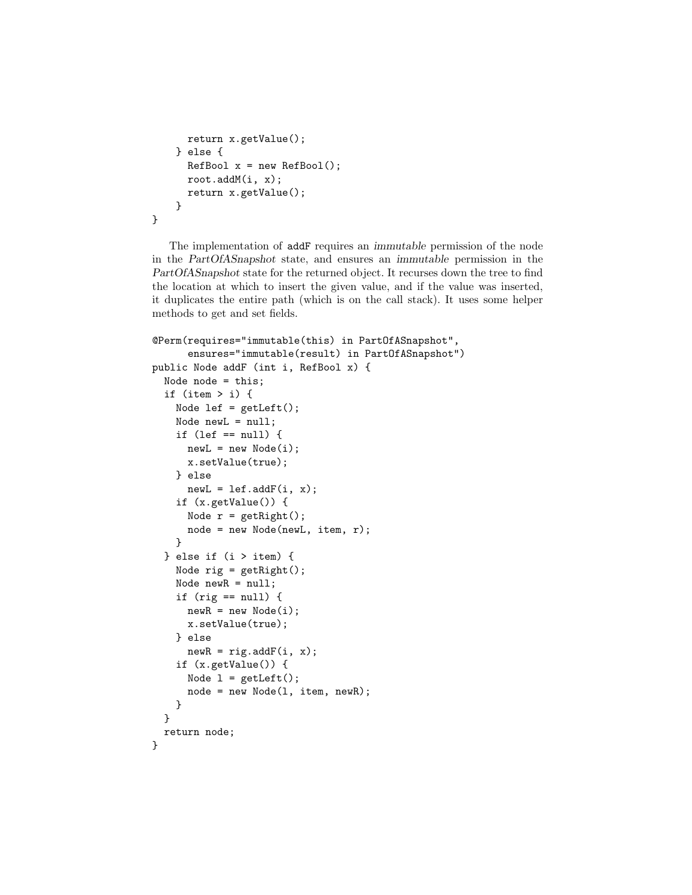```
      return x.getValue();
    } else {
      RefBool x = new RefBool();
      root.addM(i, x);
      return x.getValue();
    }
}
```

The implementation of addF requires an *immutable* permission of the node in the *PartOfASnapshot* state, and ensures an *immutable* permission in the *PartOfASnapshot* state for the returned object. It recurses down the tree to find the location at which to insert the given value, and if the value was inserted, it duplicates the entire path (which is on the call stack). It uses some helper methods to get and set fields.

```
@Perm(requires="immutable(this) in PartOfASnapshot",
      ensures="immutable(result) in PartOfASnapshot")
public Node addF (int i, RefBool x) {
  Node node = this;
  if (item > i) {
    Node lef = getLeft();
    Node newL = null;
    if (lef == null) {
      newL = new Node(i);
      x.setValue(true);
    } else
      newL = lef.addF(i, x);
    if (x.getValue()) {
      Node r = getRight();
      node = new Node(newL, item, r);
    }
  } else if (i > item) {
    Node rig = getRight();
    Node newR = null;
    if (rig == null) {
      newR = new Node(i);
      x.setValue(true);
    } else
      newR = rig.addF(i, x);
    if (x.getValue()) {
      Node l = getLeft();
      node = new Node(l, item, newR);
    }
  }
  return node;
}
```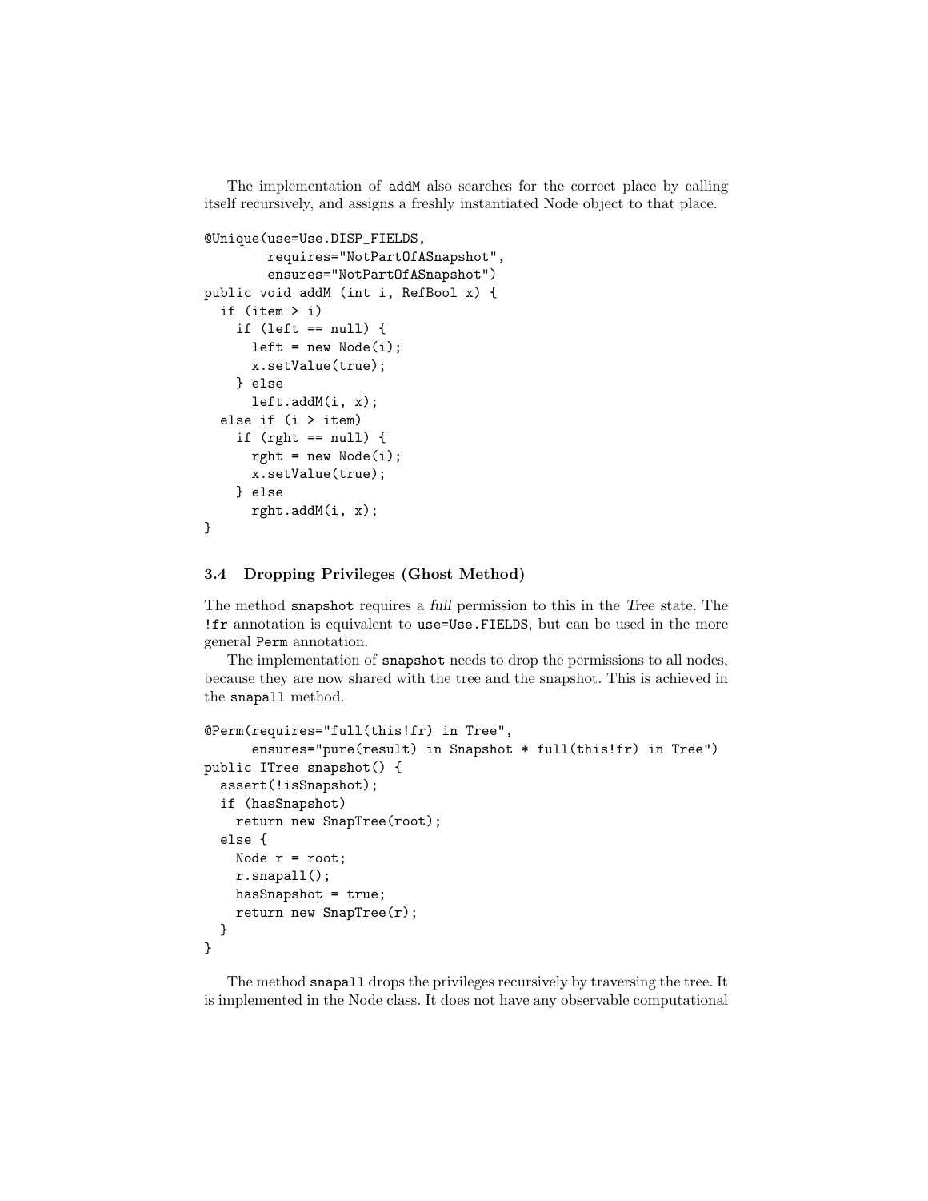The implementation of `addM` also searches for the correct place by calling itself recursively, and assigns a freshly instantiated Node object to that place.

```
@Unique(use=Use.DISP_FIELDS,
        requires="NotPartOfASnapshot",
        ensures="NotPartOfASnapshot")
public void addM (int i, RefBool x) {
  if (item > i)
    if (left == null) {
      left = new Node(i);
      x.setValue(true);
    } else
      left.addM(i, x);
  else if (i > item)
    if (rght == null) {
      rght = new Node(i);
      x.setValue(true);
    } else
      rght.addM(i, x);
}
```

### 3.4 Dropping Privileges (Ghost Method)

The method `snapshot` requires a *full* permission to this in the *Tree* state. The `!fr` annotation is equivalent to `use=Use.FIELDS`, but can be used in the more general `Perm` annotation.

The implementation of `snapshot` needs to drop the permissions to all nodes, because they are now shared with the tree and the snapshot. This is achieved in the `snapall` method.

```
@Perm(requires="full(this!fr) in Tree",
      ensures="pure(result) in Snapshot * full(this!fr) in Tree")
public ITree snapshot() {
  assert(!isSnapshot);
  if (hasSnapshot)
    return new SnapTree(root);
  else {
    Node r = root;
    r.snapall();
    hasSnapshot = true;
    return new SnapTree(r);
  }
}
```

The method `snapall` drops the privileges recursively by traversing the tree. It is implemented in the Node class. It does not have any observable computational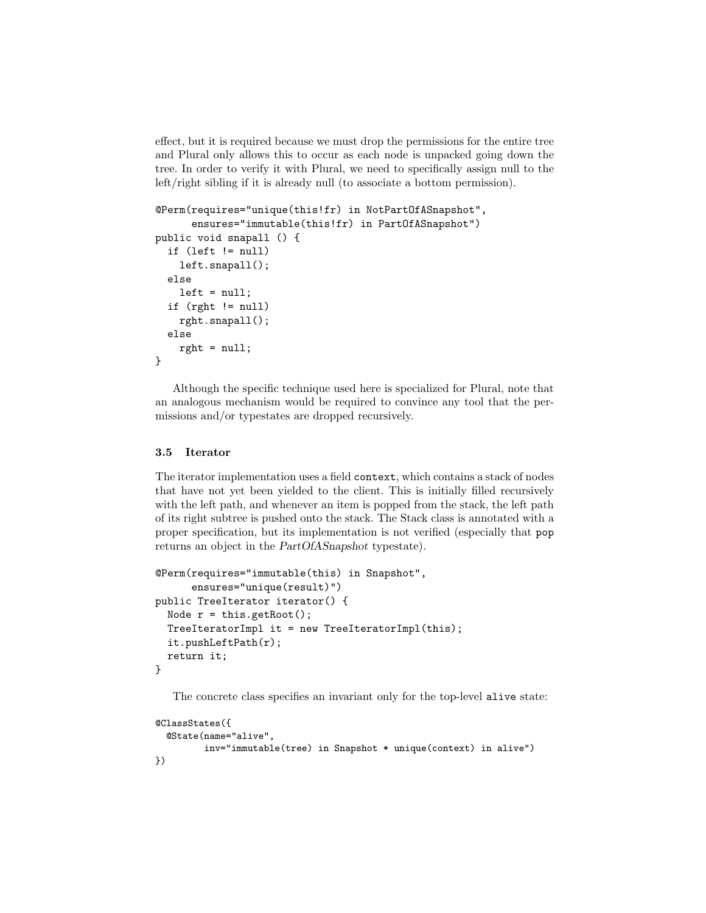effect, but it is required because we must drop the permissions for the entire tree and Plural only allows this to occur as each node is unpacked going down the tree. In order to verify it with Plural, we need to specifically assign null to the left/right sibling if it is already null (to associate a bottom permission).

```
@Perm(requires="unique(this!fr) in NotPartOfASnapshot",
      ensures="immutable(this!fr) in PartOfASnapshot")
public void snapall () {
  if (left != null)
    left.snapall();
  else
    left = null;
  if (rght != null)
    rght.snapall();
  else
    rght = null;
}
```

Although the specific technique used here is specialized for Plural, note that an analogous mechanism would be required to convince any tool that the permissions and/or typestates are dropped recursively.

### 3.5 Iterator

The iterator implementation uses a field `context`, which contains a stack of nodes that have not yet been yielded to the client. This is initially filled recursively with the left path, and whenever an item is popped from the stack, the left path of its right subtree is pushed onto the stack. The Stack class is annotated with a proper specification, but its implementation is not verified (especially that `pop` returns an object in the *PartOfASnapshot* typestate).

```
@Perm(requires="immutable(this) in Snapshot",
      ensures="unique(result)")
public TreeIterator iterator() {
  Node r = this.getRoot();
  TreeIteratorImpl it = new TreeIteratorImpl(this);
  it.pushLeftPath(r);
  return it;
}
```

The concrete class specifies an invariant only for the top-level `alive` state:

```
@ClassStates({
  @State(name="alive",
         inv="immutable(tree) in Snapshot * unique(context) in alive")
})
```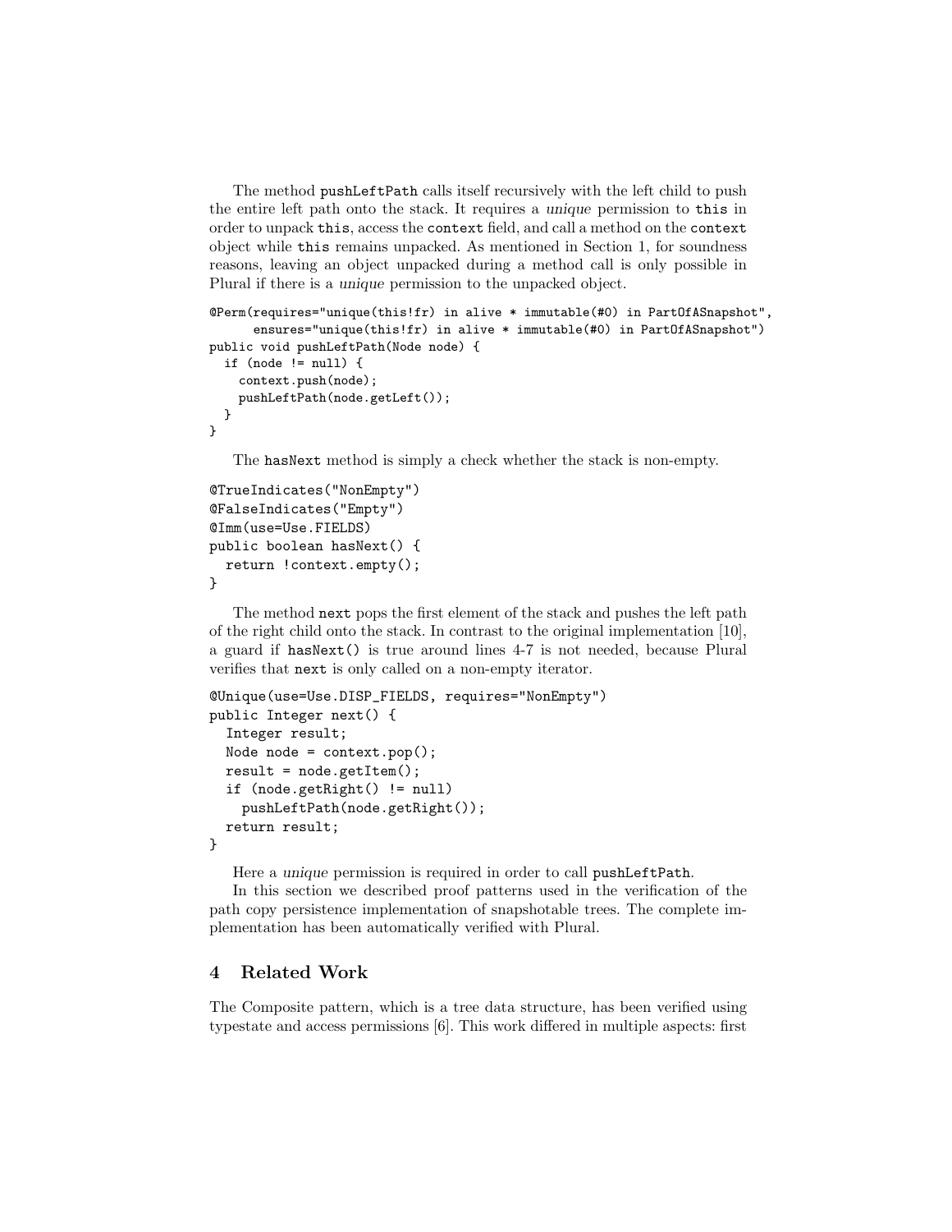The method `pushLeftPath` calls itself recursively with the left child to push the entire left path onto the stack. It requires a *unique* permission to `this` in order to unpack `this`, access the `context` field, and call a method on the `context` object while `this` remains unpacked. As mentioned in Section 1, for soundness reasons, leaving an object unpacked during a method call is only possible in Plural if there is a *unique* permission to the unpacked object.

```
@Perm(requires="unique(this!fr) in alive * immutable(#0) in PartOfASnapshot",
      ensures="unique(this!fr) in alive * immutable(#0) in PartOfASnapshot")
public void pushLeftPath(Node node) {
  if (node != null) {
    context.push(node);
    pushLeftPath(node.getLeft());
  }
}
```

The `hasNext` method is simply a check whether the stack is non-empty.

```
@TrueIndicates("NonEmpty")
@FalseIndicates("Empty")
@Imm(use=Use.FIELDS)
public boolean hasNext() {
  return !context.empty();
}
```

The method `next` pops the first element of the stack and pushes the left path of the right child onto the stack. In contrast to the original implementation [10], a guard if `hasNext()` is true around lines 4-7 is not needed, because Plural verifies that `next` is only called on a non-empty iterator.

```
@Unique(use=Use.DISP_FIELDS, requires="NonEmpty")
public Integer next() {
  Integer result;
  Node node = context.pop();
  result = node.getItem();
  if (node.getRight() != null)
    pushLeftPath(node.getRight());
  return result;
}
```

Here a *unique* permission is required in order to call `pushLeftPath`.

In this section we described proof patterns used in the verification of the path copy persistence implementation of snapshotable trees. The complete implementation has been automatically verified with Plural.

## 4 Related Work

The Composite pattern, which is a tree data structure, has been verified using typestate and access permissions [6]. This work differed in multiple aspects: first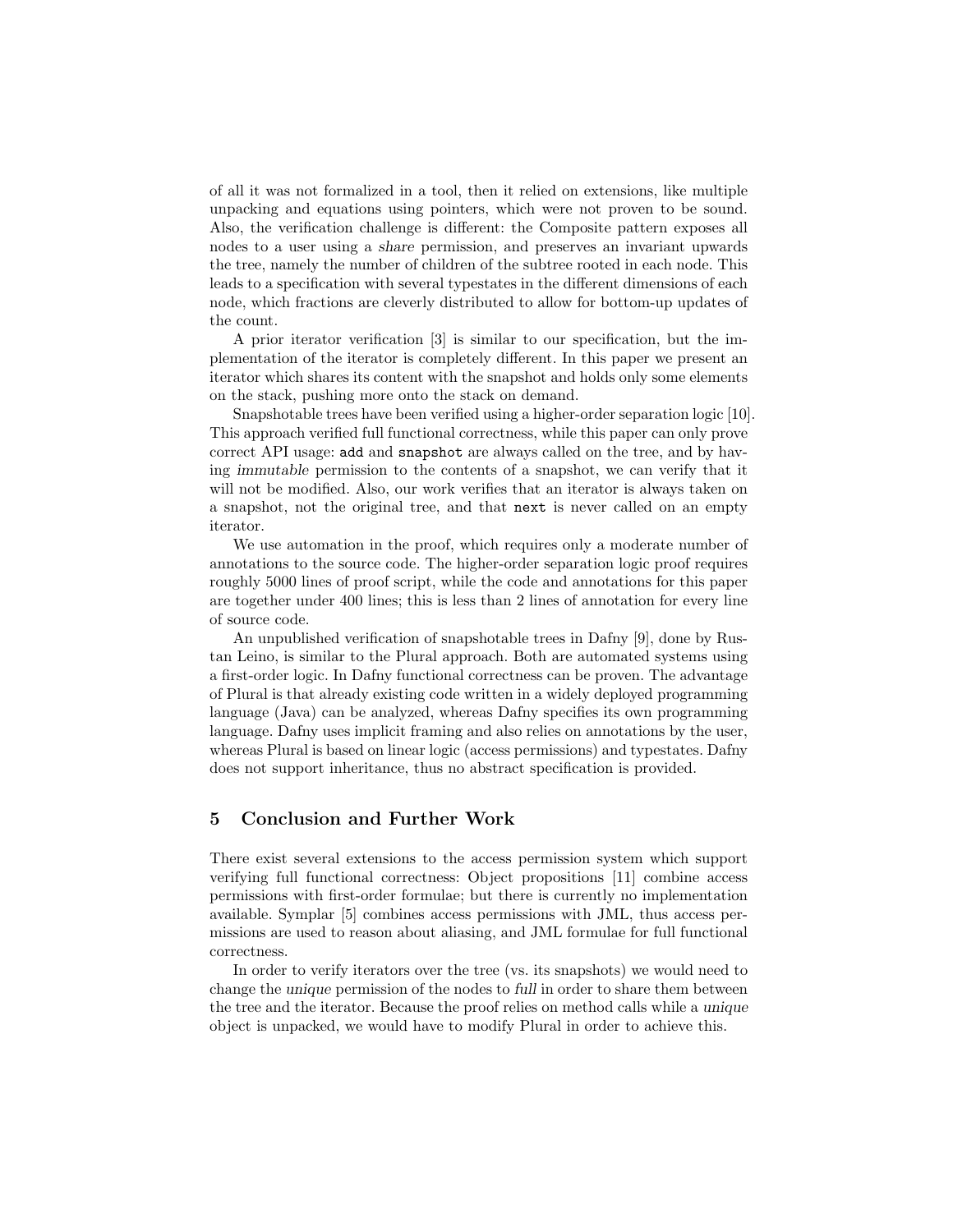of all it was not formalized in a tool, then it relied on extensions, like multiple unpacking and equations using pointers, which were not proven to be sound. Also, the verification challenge is different: the Composite pattern exposes all nodes to a user using a *share* permission, and preserves an invariant upwards the tree, namely the number of children of the subtree rooted in each node. This leads to a specification with several typestates in the different dimensions of each node, which fractions are cleverly distributed to allow for bottom-up updates of the count.

A prior iterator verification [3] is similar to our specification, but the implementation of the iterator is completely different. In this paper we present an iterator which shares its content with the snapshot and holds only some elements on the stack, pushing more onto the stack on demand.

Snapshotable trees have been verified using a higher-order separation logic [10]. This approach verified full functional correctness, while this paper can only prove correct API usage: `add` and `snapshot` are always called on the tree, and by having *immutable* permission to the contents of a snapshot, we can verify that it will not be modified. Also, our work verifies that an iterator is always taken on a snapshot, not the original tree, and that `next` is never called on an empty iterator.

We use automation in the proof, which requires only a moderate number of annotations to the source code. The higher-order separation logic proof requires roughly 5000 lines of proof script, while the code and annotations for this paper are together under 400 lines; this is less than 2 lines of annotation for every line of source code.

An unpublished verification of snapshotable trees in Dafny [9], done by Rustan Leino, is similar to the Plural approach. Both are automated systems using a first-order logic. In Dafny functional correctness can be proven. The advantage of Plural is that already existing code written in a widely deployed programming language (Java) can be analyzed, whereas Dafny specifies its own programming language. Dafny uses implicit framing and also relies on annotations by the user, whereas Plural is based on linear logic (access permissions) and typestates. Dafny does not support inheritance, thus no abstract specification is provided.

## 5 Conclusion and Further Work

There exist several extensions to the access permission system which support verifying full functional correctness: Object propositions [11] combine access permissions with first-order formulae; but there is currently no implementation available. Symplar [5] combines access permissions with JML, thus access permissions are used to reason about aliasing, and JML formulae for full functional correctness.

In order to verify iterators over the tree (vs. its snapshots) we would need to change the *unique* permission of the nodes to *full* in order to share them between the tree and the iterator. Because the proof relies on method calls while a *unique* object is unpacked, we would have to modify Plural in order to achieve this.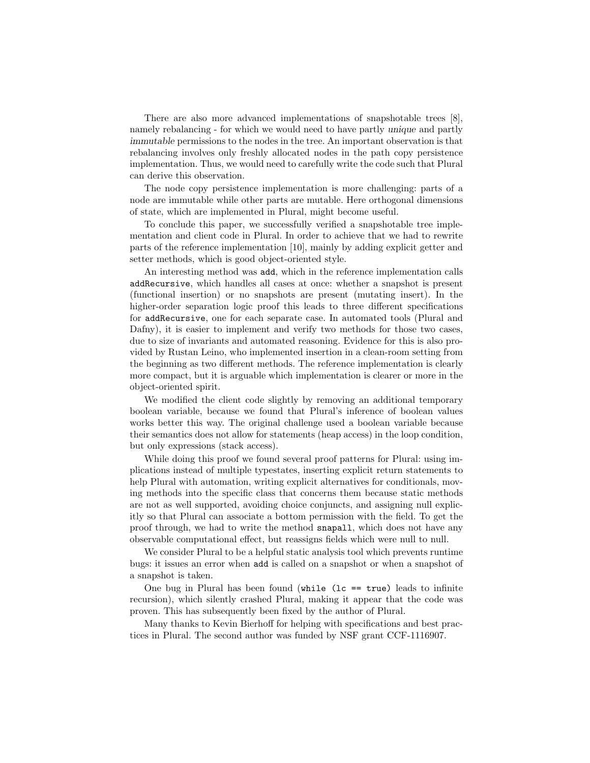There are also more advanced implementations of snapshotable trees [8], namely rebalancing - for which we would need to have partly *unique* and partly *immutable* permissions to the nodes in the tree. An important observation is that rebalancing involves only freshly allocated nodes in the path copy persistence implementation. Thus, we would need to carefully write the code such that Plural can derive this observation.

The node copy persistence implementation is more challenging: parts of a node are immutable while other parts are mutable. Here orthogonal dimensions of state, which are implemented in Plural, might become useful.

To conclude this paper, we successfully verified a snapshotable tree implementation and client code in Plural. In order to achieve that we had to rewrite parts of the reference implementation [10], mainly by adding explicit getter and setter methods, which is good object-oriented style.

An interesting method was `add`, which in the reference implementation calls `addRecursive`, which handles all cases at once: whether a snapshot is present (functional insertion) or no snapshots are present (mutating insert). In the higher-order separation logic proof this leads to three different specifications for `addRecursive`, one for each separate case. In automated tools (Plural and Dafny), it is easier to implement and verify two methods for those two cases, due to size of invariants and automated reasoning. Evidence for this is also provided by Rustan Leino, who implemented insertion in a clean-room setting from the beginning as two different methods. The reference implementation is clearly more compact, but it is arguable which implementation is clearer or more in the object-oriented spirit.

We modified the client code slightly by removing an additional temporary boolean variable, because we found that Plural's inference of boolean values works better this way. The original challenge used a boolean variable because their semantics does not allow for statements (heap access) in the loop condition, but only expressions (stack access).

While doing this proof we found several proof patterns for Plural: using implications instead of multiple typestates, inserting explicit return statements to help Plural with automation, writing explicit alternatives for conditionals, moving methods into the specific class that concerns them because static methods are not as well supported, avoiding choice conjuncts, and assigning null explicitly so that Plural can associate a bottom permission with the field. To get the proof through, we had to write the method `snapall`, which does not have any observable computational effect, but reassigns fields which were null to null.

We consider Plural to be a helpful static analysis tool which prevents runtime bugs: it issues an error when `add` is called on a snapshot or when a snapshot of a snapshot is taken.

One bug in Plural has been found (`while (lc == true)` leads to infinite recursion), which silently crashed Plural, making it appear that the code was proven. This has subsequently been fixed by the author of Plural.

Many thanks to Kevin Bierhoff for helping with specifications and best practices in Plural. The second author was funded by NSF grant CCF-1116907.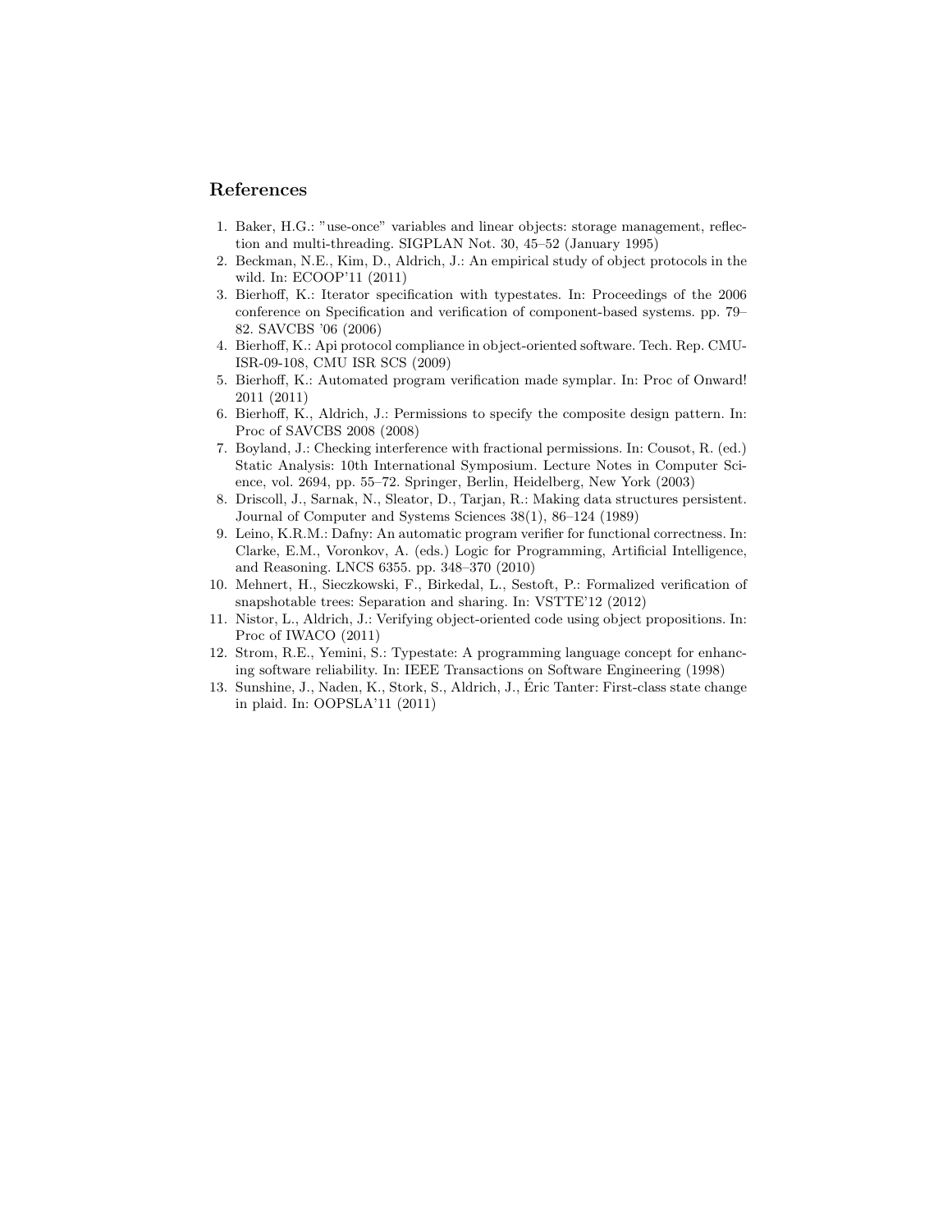## References

1. Baker, H.G.: "use-once" variables and linear objects: storage management, reflection and multi-threading. SIGPLAN Not. 30, 45–52 (January 1995)
2. Beckman, N.E., Kim, D., Aldrich, J.: An empirical study of object protocols in the wild. In: ECOOP'11 (2011)
3. Bierhoff, K.: Iterator specification with typestates. In: Proceedings of the 2006 conference on Specification and verification of component-based systems. pp. 79–82. SAVCBS '06 (2006)
4. Bierhoff, K.: Api protocol compliance in object-oriented software. Tech. Rep. CMU-ISR-09-108, CMU ISR SCS (2009)
5. Bierhoff, K.: Automated program verification made symplar. In: Proc of Onward! 2011 (2011)
6. Bierhoff, K., Aldrich, J.: Permissions to specify the composite design pattern. In: Proc of SAVCBS 2008 (2008)
7. Boyland, J.: Checking interference with fractional permissions. In: Cousot, R. (ed.) Static Analysis: 10th International Symposium. Lecture Notes in Computer Science, vol. 2694, pp. 55–72. Springer, Berlin, Heidelberg, New York (2003)
8. Driscoll, J., Sarnak, N., Sleator, D., Tarjan, R.: Making data structures persistent. Journal of Computer and Systems Sciences 38(1), 86–124 (1989)
9. Leino, K.R.M.: Dafny: An automatic program verifier for functional correctness. In: Clarke, E.M., Voronkov, A. (eds.) Logic for Programming, Artificial Intelligence, and Reasoning. LNCS 6355. pp. 348–370 (2010)
10. Mehnert, H., Sieczkowski, F., Birkedal, L., Sestoft, P.: Formalized verification of snapshotable trees: Separation and sharing. In: VSTTE'12 (2012)
11. Nistor, L., Aldrich, J.: Verifying object-oriented code using object propositions. In: Proc of IWACO (2011)
12. Strom, R.E., Yemini, S.: Typestate: A programming language concept for enhancing software reliability. In: IEEE Transactions on Software Engineering (1998)
13. Sunshine, J., Naden, K., Stork, S., Aldrich, J., Éric Tanter: First-class state change in plaid. In: OOPSLA'11 (2011)